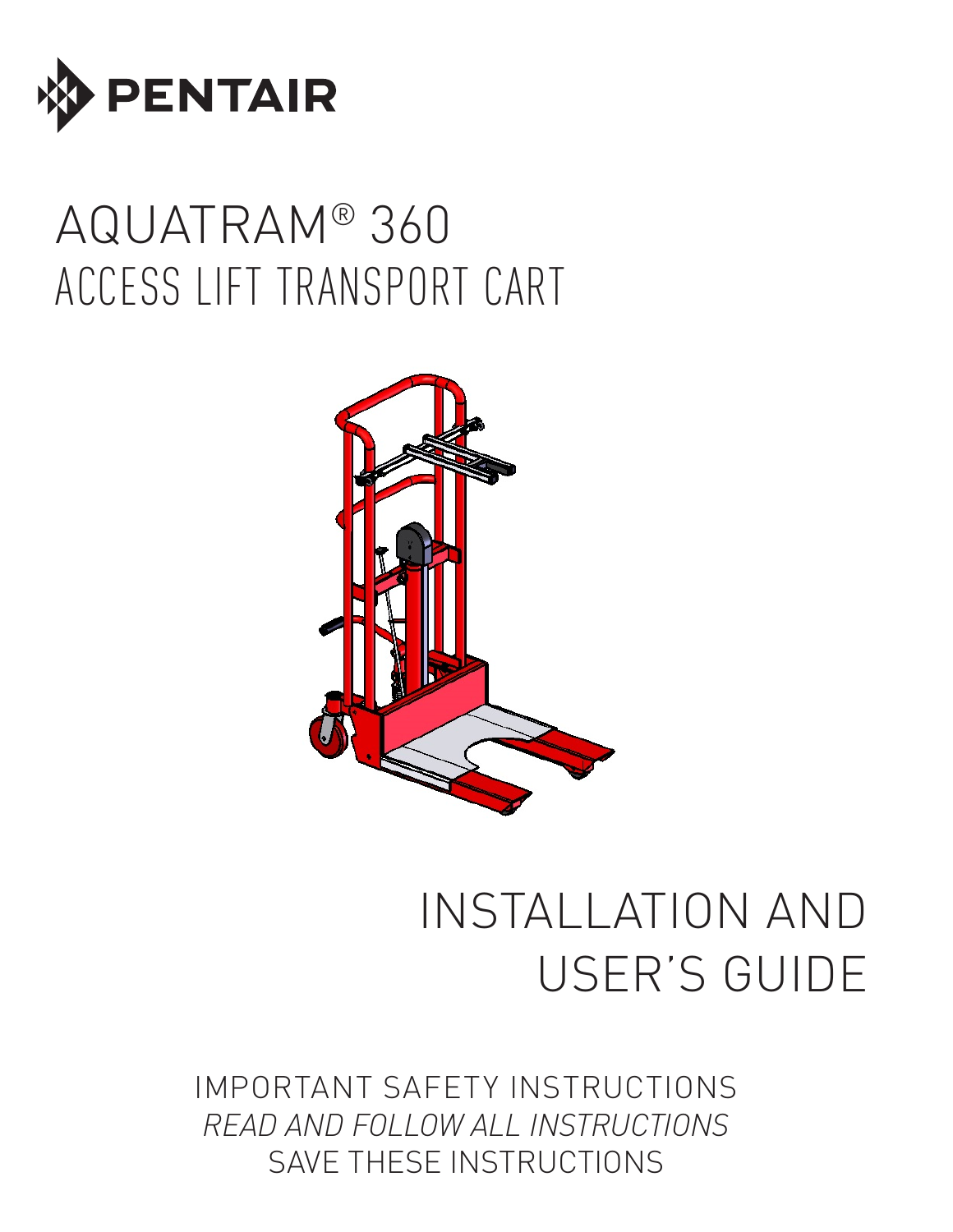PENTAIR

# AQUATRAM® 360
# ACCESS LIFT TRANSPORT CART

# INSTALLATION AND USER'S GUIDE

IMPORTANT SAFETY INSTRUCTIONS

*READ AND FOLLOW ALL INSTRUCTIONS*

SAVE THESE INSTRUCTIONS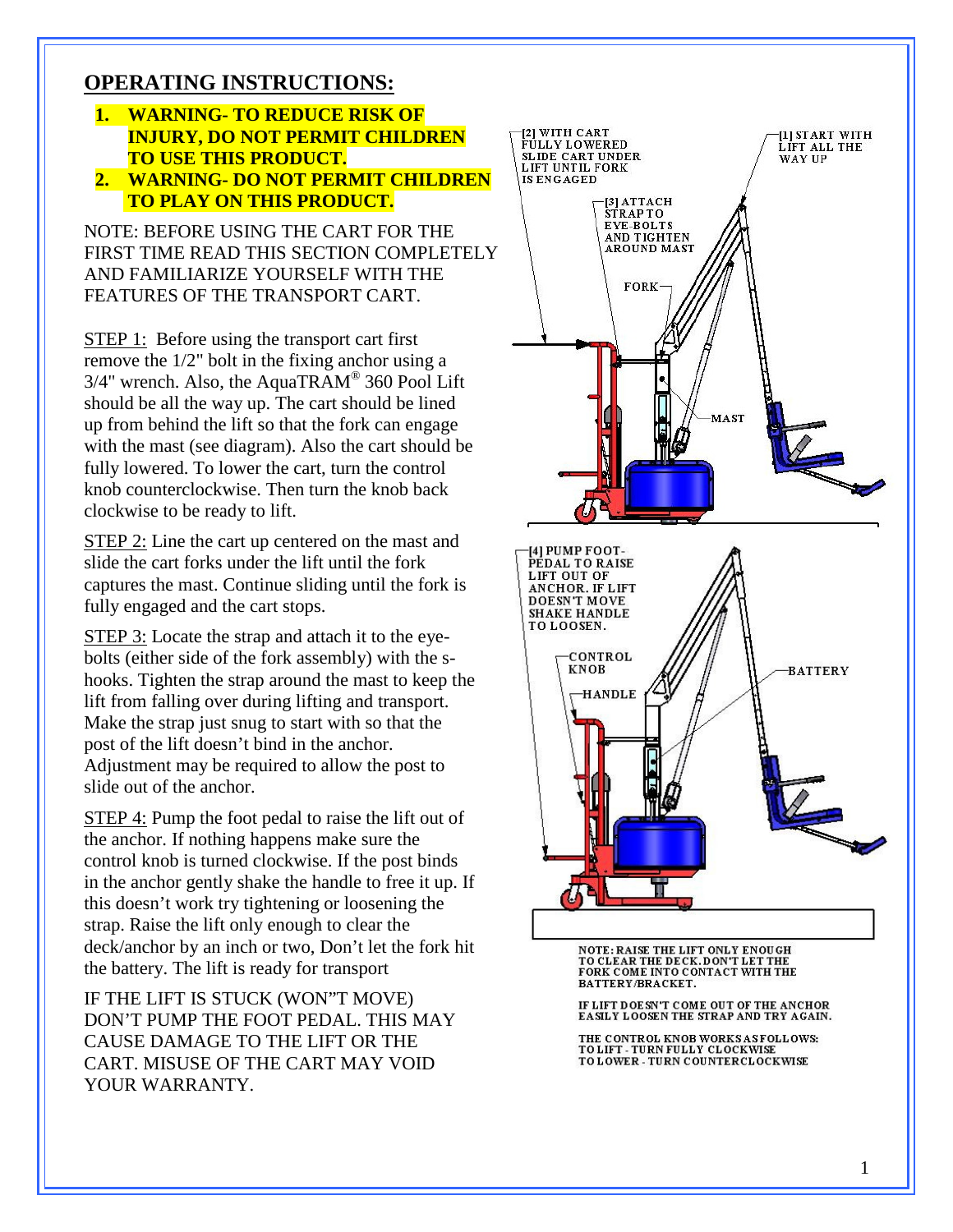## OPERATING INSTRUCTIONS:

1. **WARNING- TO REDUCE RISK OF INJURY, DO NOT PERMIT CHILDREN TO USE THIS PRODUCT.**
2. **WARNING- DO NOT PERMIT CHILDREN TO PLAY ON THIS PRODUCT.**

NOTE: BEFORE USING THE CART FOR THE FIRST TIME READ THIS SECTION COMPLETELY AND FAMILIARIZE YOURSELF WITH THE FEATURES OF THE TRANSPORT CART.

STEP 1: Before using the transport cart first remove the 1/2" bolt in the fixing anchor using a 3/4" wrench. Also, the AquaTRAM® 360 Pool Lift should be all the way up. The cart should be lined up from behind the lift so that the fork can engage with the mast (see diagram). Also the cart should be fully lowered. To lower the cart, turn the control knob counterclockwise. Then turn the knob back clockwise to be ready to lift.

STEP 2: Line the cart up centered on the mast and slide the cart forks under the lift until the fork captures the mast. Continue sliding until the fork is fully engaged and the cart stops.

STEP 3: Locate the strap and attach it to the eye-bolts (either side of the fork assembly) with the s-hooks. Tighten the strap around the mast to keep the lift from falling over during lifting and transport. Make the strap just snug to start with so that the post of the lift doesn't bind in the anchor. Adjustment may be required to allow the post to slide out of the anchor.

STEP 4: Pump the foot pedal to raise the lift out of the anchor. If nothing happens make sure the control knob is turned clockwise. If the post binds in the anchor gently shake the handle to free it up. If this doesn't work try tightening or loosening the strap. Raise the lift only enough to clear the deck/anchor by an inch or two, Don't let the fork hit the battery. The lift is ready for transport

IF THE LIFT IS STUCK (WON"T MOVE) DON'T PUMP THE FOOT PEDAL. THIS MAY CAUSE DAMAGE TO THE LIFT OR THE CART. MISUSE OF THE CART MAY VOID YOUR WARRANTY.

[1] START WITH LIFT ALL THE WAY UP

[2] WITH CART FULLY LOWERED SLIDE CART UNDER LIFT UNTIL FORK IS ENGAGED

[3] ATTACH STRAP TO EYE-BOLTS AND TIGHTEN AROUND MAST

FORK

MAST

[4] PUMP FOOT-PEDAL TO RAISE LIFT OUT OF ANCHOR. IF LIFT DOESN'T MOVE SHAKE HANDLE TO LOOSEN.

CONTROL KNOB

HANDLE

BATTERY

NOTE: RAISE THE LIFT ONLY ENOUGH TO CLEAR THE DECK. DON'T LET THE FORK COME INTO CONTACT WITH THE BATTERY/BRACKET.

IF LIFT DOESN'T COME OUT OF THE ANCHOR EASILY LOOSEN THE STRAP AND TRY AGAIN.

THE CONTROL KNOB WORKS AS FOLLOWS:
TO LIFT - TURN FULLY CLOCKWISE
TO LOWER - TURN COUNTERCLOCKWISE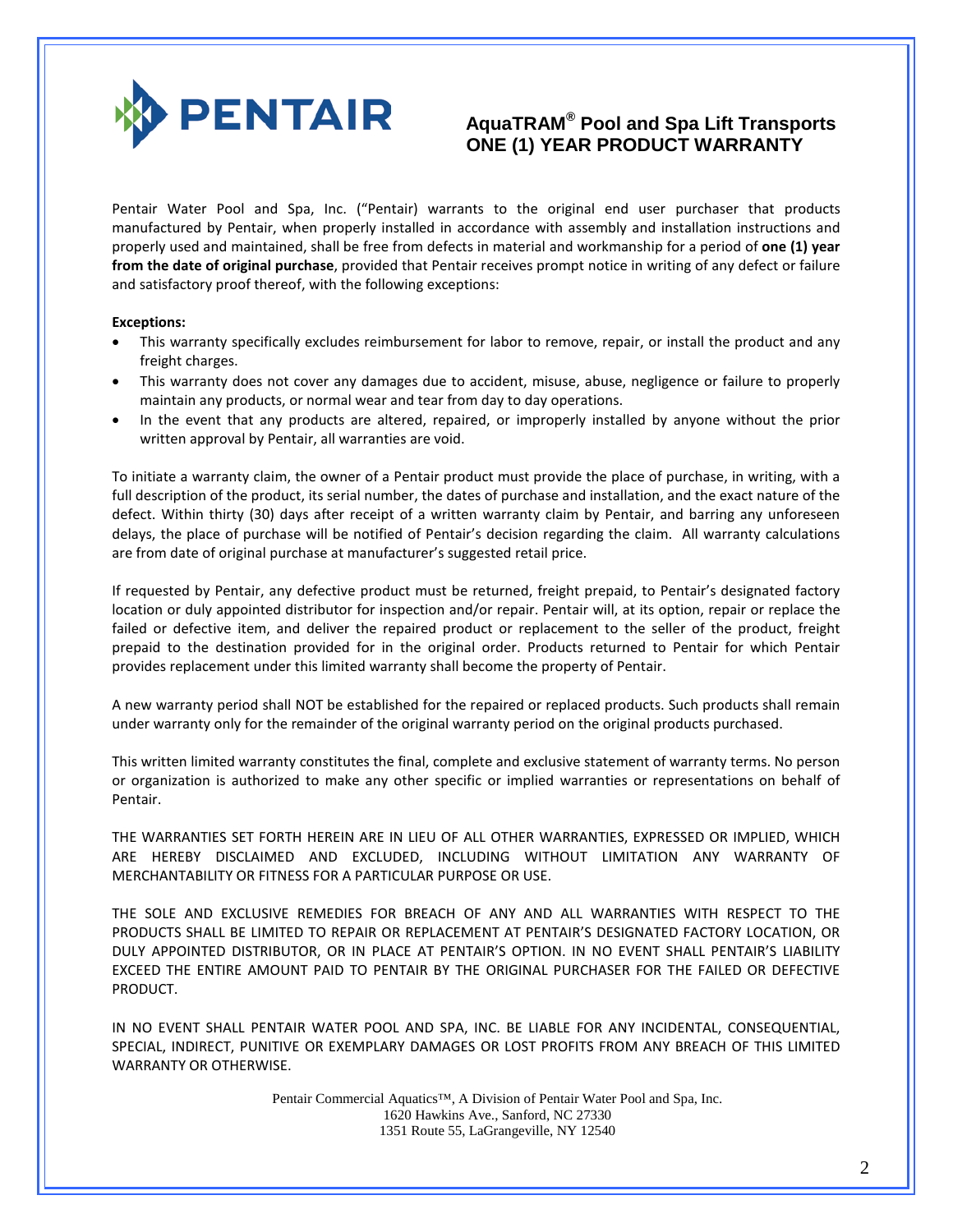**PENTAIR**

# AquaTRAM® Pool and Spa Lift Transports
# ONE (1) YEAR PRODUCT WARRANTY

Pentair Water Pool and Spa, Inc. ("Pentair) warrants to the original end user purchaser that products manufactured by Pentair, when properly installed in accordance with assembly and installation instructions and properly used and maintained, shall be free from defects in material and workmanship for a period of **one (1) year from the date of original purchase**, provided that Pentair receives prompt notice in writing of any defect or failure and satisfactory proof thereof, with the following exceptions:

**Exceptions:**

- This warranty specifically excludes reimbursement for labor to remove, repair, or install the product and any freight charges.
- This warranty does not cover any damages due to accident, misuse, abuse, negligence or failure to properly maintain any products, or normal wear and tear from day to day operations.
- In the event that any products are altered, repaired, or improperly installed by anyone without the prior written approval by Pentair, all warranties are void.

To initiate a warranty claim, the owner of a Pentair product must provide the place of purchase, in writing, with a full description of the product, its serial number, the dates of purchase and installation, and the exact nature of the defect. Within thirty (30) days after receipt of a written warranty claim by Pentair, and barring any unforeseen delays, the place of purchase will be notified of Pentair's decision regarding the claim. All warranty calculations are from date of original purchase at manufacturer's suggested retail price.

If requested by Pentair, any defective product must be returned, freight prepaid, to Pentair's designated factory location or duly appointed distributor for inspection and/or repair. Pentair will, at its option, repair or replace the failed or defective item, and deliver the repaired product or replacement to the seller of the product, freight prepaid to the destination provided for in the original order. Products returned to Pentair for which Pentair provides replacement under this limited warranty shall become the property of Pentair.

A new warranty period shall NOT be established for the repaired or replaced products. Such products shall remain under warranty only for the remainder of the original warranty period on the original products purchased.

This written limited warranty constitutes the final, complete and exclusive statement of warranty terms. No person or organization is authorized to make any other specific or implied warranties or representations on behalf of Pentair.

THE WARRANTIES SET FORTH HEREIN ARE IN LIEU OF ALL OTHER WARRANTIES, EXPRESSED OR IMPLIED, WHICH ARE HEREBY DISCLAIMED AND EXCLUDED, INCLUDING WITHOUT LIMITATION ANY WARRANTY OF MERCHANTABILITY OR FITNESS FOR A PARTICULAR PURPOSE OR USE.

THE SOLE AND EXCLUSIVE REMEDIES FOR BREACH OF ANY AND ALL WARRANTIES WITH RESPECT TO THE PRODUCTS SHALL BE LIMITED TO REPAIR OR REPLACEMENT AT PENTAIR'S DESIGNATED FACTORY LOCATION, OR DULY APPOINTED DISTRIBUTOR, OR IN PLACE AT PENTAIR'S OPTION. IN NO EVENT SHALL PENTAIR'S LIABILITY EXCEED THE ENTIRE AMOUNT PAID TO PENTAIR BY THE ORIGINAL PURCHASER FOR THE FAILED OR DEFECTIVE PRODUCT.

IN NO EVENT SHALL PENTAIR WATER POOL AND SPA, INC. BE LIABLE FOR ANY INCIDENTAL, CONSEQUENTIAL, SPECIAL, INDIRECT, PUNITIVE OR EXEMPLARY DAMAGES OR LOST PROFITS FROM ANY BREACH OF THIS LIMITED WARRANTY OR OTHERWISE.

Pentair Commercial Aquatics™, A Division of Pentair Water Pool and Spa, Inc.
1620 Hawkins Ave., Sanford, NC 27330
1351 Route 55, LaGrangeville, NY 12540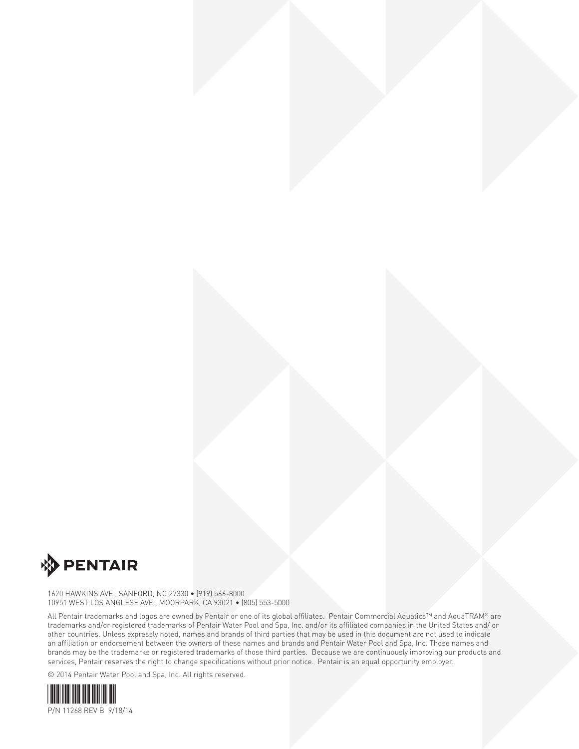PENTAIR

1620 HAWKINS AVE., SANFORD, NC 27330 • (919) 566-8000
10951 WEST LOS ANGLESE AVE., MOORPARK, CA 93021 • (805) 553-5000

All Pentair trademarks and logos are owned by Pentair or one of its global affiliates. Pentair Commercial Aquatics™ and AquaTRAM® are trademarks and/or registered trademarks of Pentair Water Pool and Spa, Inc. and/or its affiliated companies in the United States and/ or other countries. Unless expressly noted, names and brands of third parties that may be used in this document are not used to indicate an affiliation or endorsement between the owners of these names and brands and Pentair Water Pool and Spa, Inc. Those names and brands may be the trademarks or registered trademarks of those third parties. Because we are continuously improving our products and services, Pentair reserves the right to change specifications without prior notice. Pentair is an equal opportunity employer.

© 2014 Pentair Water Pool and Spa, Inc. All rights reserved.

P/N 11268 REV B 9/18/14